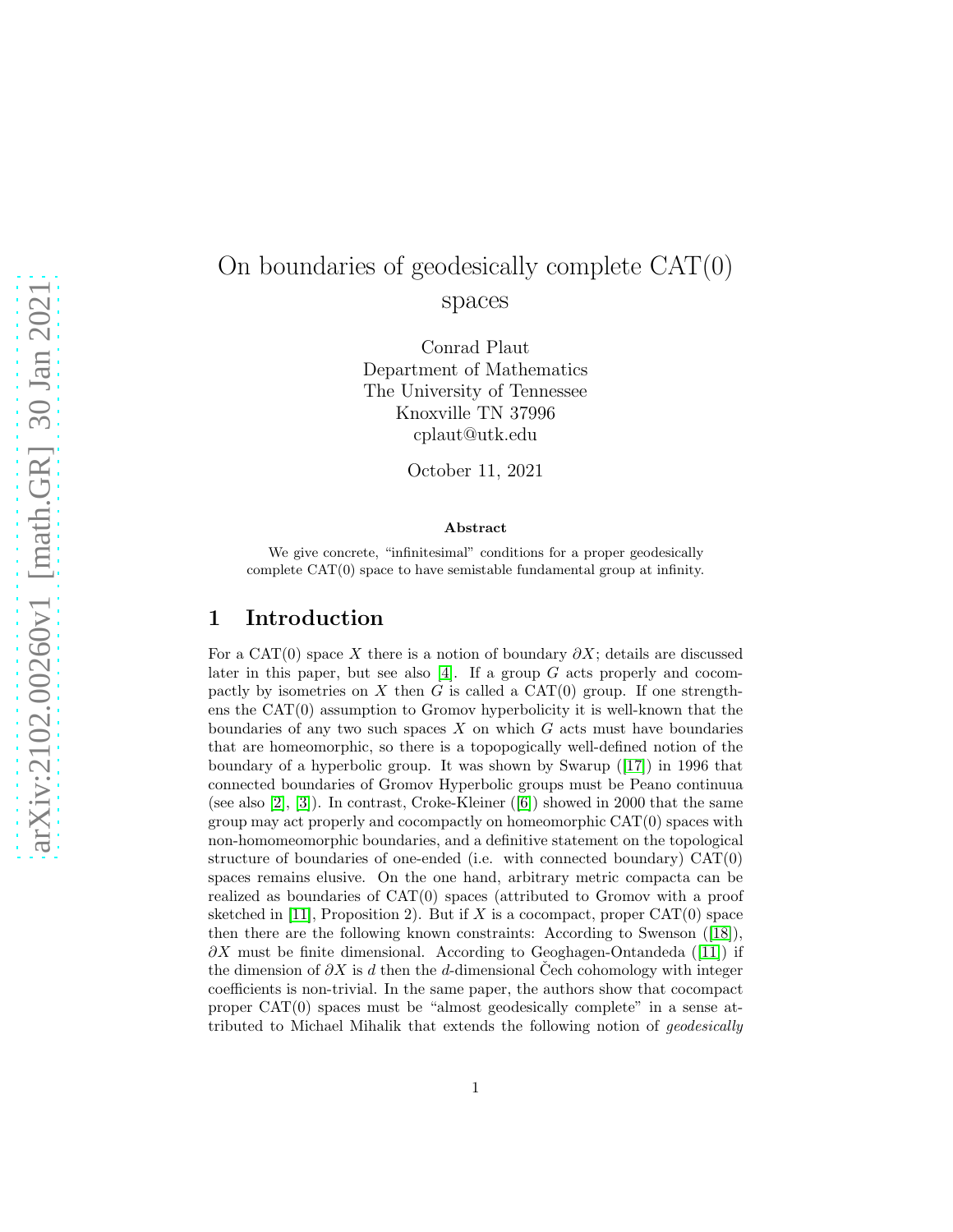# On boundaries of geodesically complete CAT(0) spaces

Conrad Plaut
Department of Mathematics
The University of Tennessee
Knoxville TN 37996
cplaut@utk.edu

October 11, 2021

### Abstract

We give concrete, "infinitesimal" conditions for a proper geodesically complete CAT(0) space to have semistable fundamental group at infinity.

## 1 Introduction

For a CAT(0) space $X$ there is a notion of boundary $\partial X$; details are discussed later in this paper, but see also [4]. If a group $G$ acts properly and cocompactly by isometries on $X$ then $G$ is called a CAT(0) group. If one strengthens the CAT(0) assumption to Gromov hyperbolicity it is well-known that the boundaries of any two such spaces $X$ on which $G$ acts must have boundaries that are homeomorphic, so there is a topopogically well-defined notion of the boundary of a hyperbolic group. It was shown by Swarup ([17]) in 1996 that connected boundaries of Gromov Hyperbolic groups must be Peano continuua (see also [2], [3]). In contrast, Croke-Kleiner ([6]) showed in 2000 that the same group may act properly and cocompactly on homeomorphic CAT(0) spaces with non-homomeomorphic boundaries, and a definitive statement on the topological structure of boundaries of one-ended (i.e. with connected boundary) CAT(0) spaces remains elusive. On the one hand, arbitrary metric compacta can be realized as boundaries of CAT(0) spaces (attributed to Gromov with a proof sketched in [11], Proposition 2). But if $X$ is a cocompact, proper CAT(0) space then there are the following known constraints: According to Swenson ([18]), $\partial X$ must be finite dimensional. According to Geoghagen-Ontandeda ([11]) if the dimension of $\partial X$ is $d$ then the $d$-dimensional Čech cohomology with integer coefficients is non-trivial. In the same paper, the authors show that cocompact proper CAT(0) spaces must be "almost geodesically complete" in a sense attributed to Michael Mihalik that extends the following notion of *geodesically*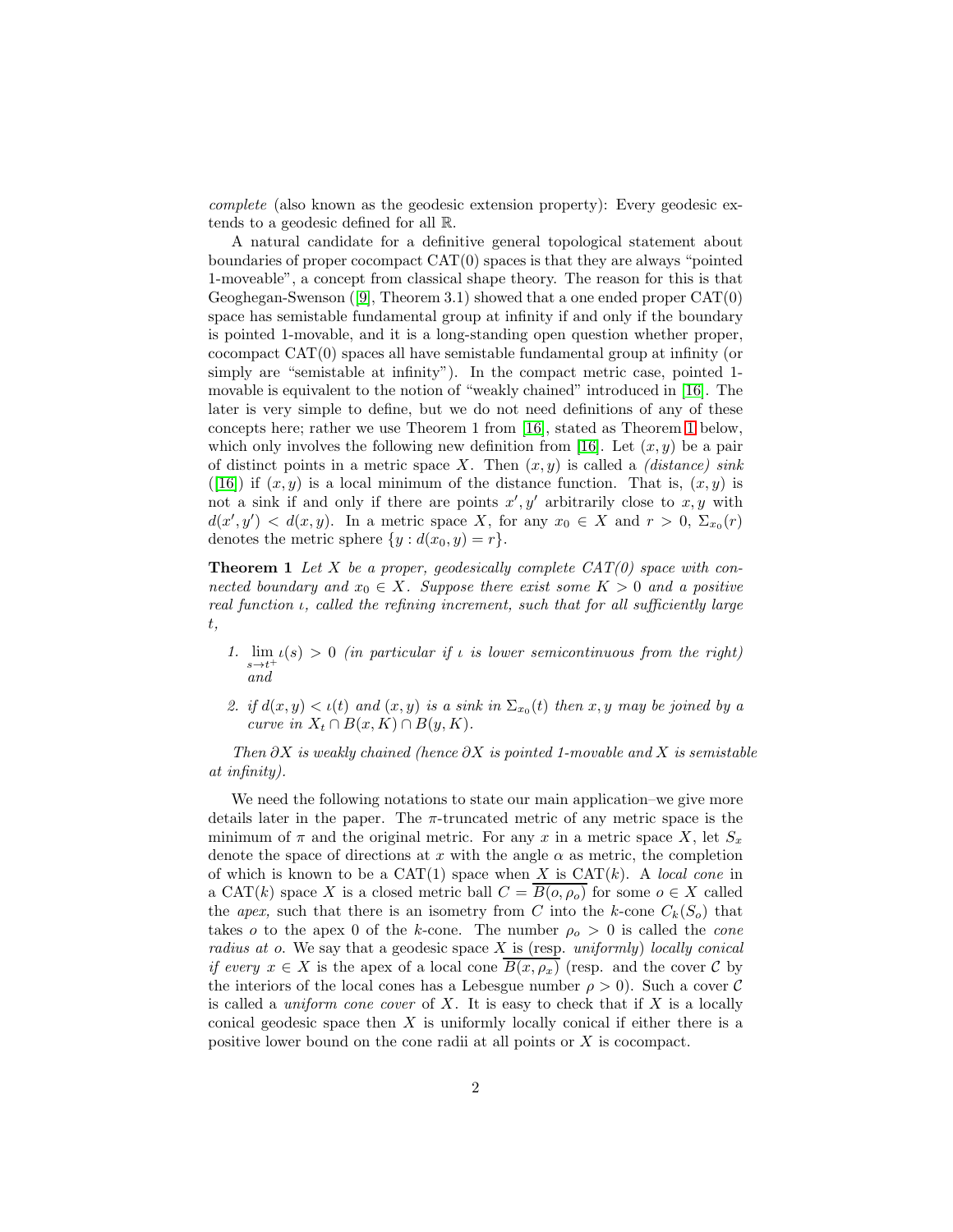*complete* (also known as the geodesic extension property): Every geodesic extends to a geodesic defined for all $\mathbb{R}$.

A natural candidate for a definitive general topological statement about boundaries of proper cocompact CAT(0) spaces is that they are always "pointed 1-moveable", a concept from classical shape theory. The reason for this is that Geoghegan-Swenson ([9], Theorem 3.1) showed that a one ended proper CAT(0) space has semistable fundamental group at infinity if and only if the boundary is pointed 1-movable, and it is a long-standing open question whether proper, cocompact CAT(0) spaces all have semistable fundamental group at infinity (or simply are "semistable at infinity"). In the compact metric case, pointed 1-movable is equivalent to the notion of "weakly chained" introduced in [16]. The later is very simple to define, but we do not need definitions of any of these concepts here; rather we use Theorem 1 from [16], stated as Theorem 1 below, which only involves the following new definition from [16]. Let $(x, y)$ be a pair of distinct points in a metric space $X$. Then $(x, y)$ is called a *(distance) sink* ([16]) if $(x, y)$ is a local minimum of the distance function. That is, $(x, y)$ is not a sink if and only if there are points $x', y'$ arbitrarily close to $x, y$ with $d(x', y') < d(x, y)$. In a metric space $X$, for any $x_0 \in X$ and $r > 0$, $\Sigma_{x_0}(r)$ denotes the metric sphere $\{y : d(x_0, y) = r\}$.

**Theorem 1** *Let $X$ be a proper, geodesically complete CAT(0) space with connected boundary and $x_0 \in X$. Suppose there exist some $K > 0$ and a positive real function $\iota$, called the refining increment, such that for all sufficiently large $t$,*

1. $\lim_{s \to t^+} \iota(s) > 0$ *(in particular if $\iota$ is lower semicontinuous from the right) and*
2. *if $d(x, y) < \iota(t)$ and $(x, y)$ is a sink in $\Sigma_{x_0}(t)$ then $x, y$ may be joined by a curve in $X_t \cap B(x, K) \cap B(y, K)$.*

*Then $\partial X$ is weakly chained (hence $\partial X$ is pointed 1-movable and $X$ is semistable at infinity).*

We need the following notations to state our main application–we give more details later in the paper. The $\pi$-truncated metric of any metric space is the minimum of $\pi$ and the original metric. For any $x$ in a metric space $X$, let $S_x$ denote the space of directions at $x$ with the angle $\alpha$ as metric, the completion of which is known to be a CAT(1) space when $X$ is CAT($k$). A *local cone* in a CAT($k$) space $X$ is a closed metric ball $C = \overline{B(o, \rho_o)}$ for some $o \in X$ called the *apex,* such that there is an isometry from $C$ into the $k$-cone $C_k(S_o)$ that takes $o$ to the apex 0 of the $k$-cone. The number $\rho_o > 0$ is called the *cone radius at $o$*. We say that a geodesic space $X$ is (resp. *uniformly*) *locally conical if every $x \in X$ is the apex of a local cone* $\overline{B(x, \rho_x)}$ (resp. and the cover $\mathcal{C}$ by the interiors of the local cones has a Lebesgue number $\rho > 0$). Such a cover $\mathcal{C}$ is called a *uniform cone cover* of $X$. It is easy to check that if $X$ is a locally conical geodesic space then $X$ is uniformly locally conical if either there is a positive lower bound on the cone radii at all points or $X$ is cocompact.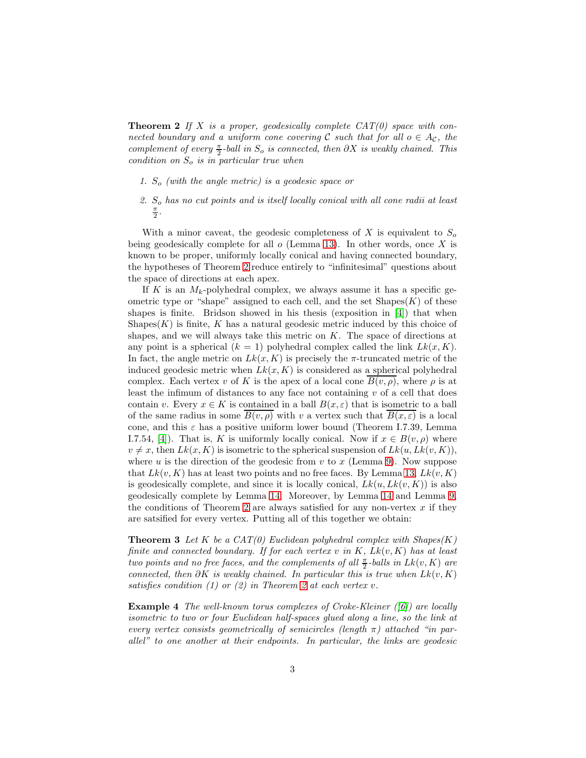**Theorem 2** *If $X$ is a proper, geodesically complete CAT(0) space with connected boundary and a uniform cone covering $\mathcal{C}$ such that for all $o \in A_{\mathcal{C}}$, the complement of every $\frac{\pi}{2}$-ball in $S_o$ is connected, then $\partial X$ is weakly chained. This condition on $S_o$ is in particular true when*

1. *$S_o$ (with the angle metric) is a geodesic space or*
2. *$S_o$ has no cut points and is itself locally conical with all cone radii at least $\frac{\pi}{2}$.*

With a minor caveat, the geodesic completeness of $X$ is equivalent to $S_o$ being geodesically complete for all $o$ (Lemma 13). In other words, once $X$ is known to be proper, uniformly locally conical and having connected boundary, the hypotheses of Theorem 2 reduce entirely to "infinitesimal" questions about the space of directions at each apex.

If $K$ is an $M_k$-polyhedral complex, we always assume it has a specific geometric type or "shape" assigned to each cell, and the set $\text{Shapes}(K)$ of these shapes is finite. Bridson showed in his thesis (exposition in [4]) that when $\text{Shapes}(K)$ is finite, $K$ has a natural geodesic metric induced by this choice of shapes, and we will always take this metric on $K$. The space of directions at any point is a spherical ($k = 1$) polyhedral complex called the link $Lk(x, K)$. In fact, the angle metric on $Lk(x, K)$ is precisely the $\pi$-truncated metric of the induced geodesic metric when $Lk(x, K)$ is considered as a spherical polyhedral complex. Each vertex $v$ of $K$ is the apex of a local cone $\overline{B(v, \rho)}$, where $\rho$ is at least the infimum of distances to any face not containing $v$ of a cell that does contain $v$. Every $x \in K$ is contained in a ball $B(x, \varepsilon)$ that is isometric to a ball of the same radius in some $\overline{B(v, \rho)}$ with $v$ a vertex such that $\overline{B(x, \varepsilon)}$ is a local cone, and this $\varepsilon$ has a positive uniform lower bound (Theorem I.7.39, Lemma I.7.54, [4]). That is, $K$ is uniformly locally conical. Now if $x \in B(v, \rho)$ where $v \neq x$, then $Lk(x, K)$ is isometric to the spherical suspension of $Lk(u, Lk(v, K))$, where $u$ is the direction of the geodesic from $v$ to $x$ (Lemma 9). Now suppose that $Lk(v, K)$ has at least two points and no free faces. By Lemma 13, $Lk(v, K)$ is geodesically complete, and since it is locally conical, $Lk(u, Lk(v, K))$ is also geodesically complete by Lemma 14. Moreover, by Lemma 14 and Lemma 9, the conditions of Theorem 2 are always satisfied for any non-vertex $x$ if they are satsified for every vertex. Putting all of this together we obtain:

**Theorem 3** *Let $K$ be a CAT(0) Euclidean polyhedral complex with Shapes($K$) finite and connected boundary. If for each vertex $v$ in $K$, $Lk(v, K)$ has at least two points and no free faces, and the complements of all $\frac{\pi}{2}$-balls in $Lk(v, K)$ are connected, then $\partial K$ is weakly chained. In particular this is true when $Lk(v, K)$ satisfies condition (1) or (2) in Theorem 2 at each vertex $v$.*

**Example 4** *The well-known torus complexes of Croke-Kleiner ([6]) are locally isometric to two or four Euclidean half-spaces glued along a line, so the link at every vertex consists geometrically of semicircles (length $\pi$) attached "in parallel" to one another at their endpoints. In particular, the links are geodesic*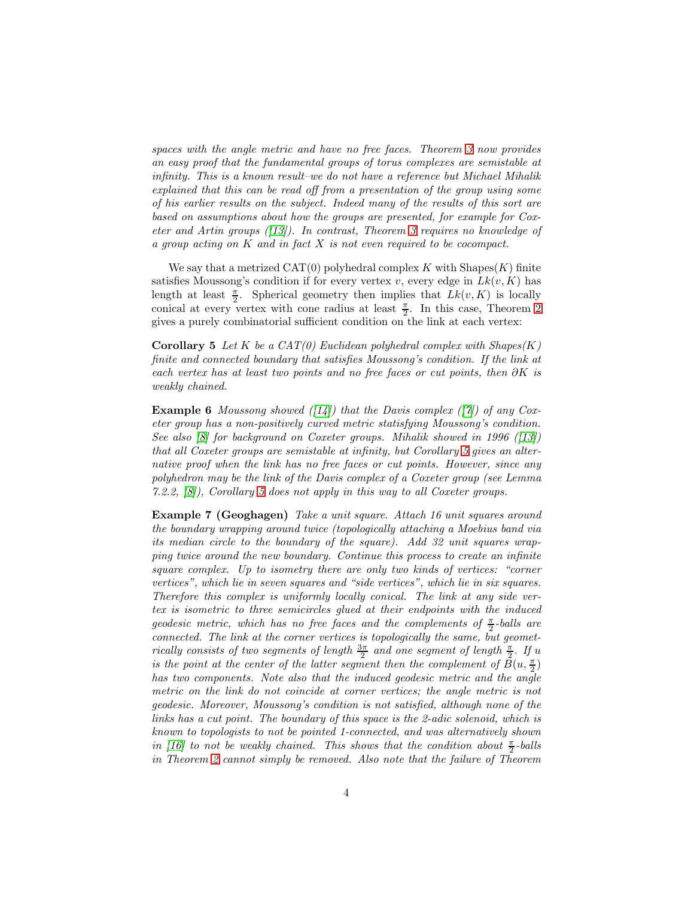*spaces with the angle metric and have no free faces. Theorem 3 now provides an easy proof that the fundamental groups of torus complexes are semistable at infinity. This is a known result–we do not have a reference but Michael Mihalik explained that this can be read off from a presentation of the group using some of his earlier results on the subject. Indeed many of the results of this sort are based on assumptions about how the groups are presented, for example for Coxeter and Artin groups ([13]). In contrast, Theorem 3 requires no knowledge of a group acting on $K$ and in fact $X$ is not even required to be cocompact.*

We say that a metrized CAT(0) polyhedral complex $K$ with Shapes($K$) finite satisfies Moussong's condition if for every vertex $v$, every edge in $Lk(v, K)$ has length at least $\frac{\pi}{2}$. Spherical geometry then implies that $Lk(v, K)$ is locally conical at every vertex with cone radius at least $\frac{\pi}{2}$. In this case, Theorem 2 gives a purely combinatorial sufficient condition on the link at each vertex:

**Corollary 5** *Let $K$ be a CAT(0) Euclidean polyhedral complex with Shapes($K$) finite and connected boundary that satisfies Moussong's condition. If the link at each vertex has at least two points and no free faces or cut points, then $\partial K$ is weakly chained.*

**Example 6** *Moussong showed ([14]) that the Davis complex ([7]) of any Coxeter group has a non-positively curved metric statisfying Moussong's condition. See also [8] for background on Coxeter groups. Mihalik showed in 1996 ([13]) that all Coxeter groups are semistable at infinity, but Corollary 5 gives an alternative proof when the link has no free faces or cut points. However, since any polyhedron may be the link of the Davis complex of a Coxeter group (see Lemma 7.2.2, [8]), Corollary 5 does not apply in this way to all Coxeter groups.*

**Example 7 (Geoghagen)** *Take a unit square. Attach 16 unit squares around the boundary wrapping around twice (topologically attaching a Moebius band via its median circle to the boundary of the square). Add 32 unit squares wrapping twice around the new boundary. Continue this process to create an infinite square complex. Up to isometry there are only two kinds of vertices: "corner vertices", which lie in seven squares and "side vertices", which lie in six squares. Therefore this complex is uniformly locally conical. The link at any side vertex is isometric to three semicircles glued at their endpoints with the induced geodesic metric, which has no free faces and the complements of $\frac{\pi}{2}$-balls are connected. The link at the corner vertices is topologically the same, but geometrically consists of two segments of length $\frac{3\pi}{2}$ and one segment of length $\frac{\pi}{2}$. If $u$ is the point at the center of the latter segment then the complement of $\overline{B}(u, \frac{\pi}{2})$ has two components. Note also that the induced geodesic metric and the angle metric on the link do not coincide at corner vertices; the angle metric is not geodesic. Moreover, Moussong's condition is not satisfied, although none of the links has a cut point. The boundary of this space is the 2-adic solenoid, which is known to topologists to not be pointed 1-connected, and was alternatively shown in [16] to not be weakly chained. This shows that the condition about $\frac{\pi}{2}$-balls in Theorem 2 cannot simply be removed. Also note that the failure of Theorem*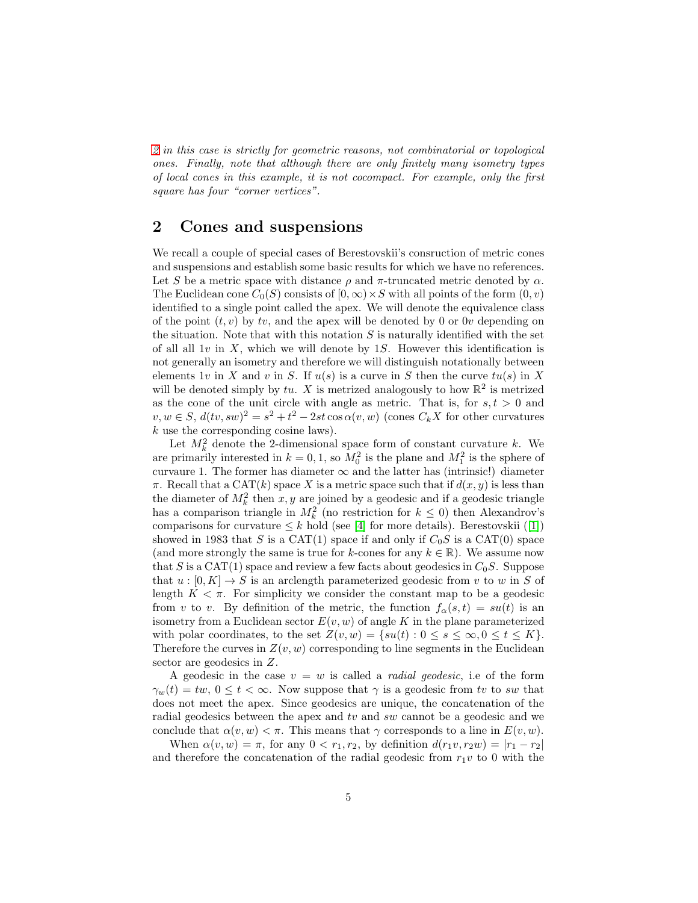*2 in this case is strictly for geometric reasons, not combinatorial or topological ones. Finally, note that although there are only finitely many isometry types of local cones in this example, it is not cocompact. For example, only the first square has four "corner vertices".*

## 2 Cones and suspensions

We recall a couple of special cases of Berestovskii's consruction of metric cones and suspensions and establish some basic results for which we have no references. Let $S$ be a metric space with distance $\rho$ and $\pi$-truncated metric denoted by $\alpha$. The Euclidean cone $C_0(S)$ consists of $[0,\infty)\times S$ with all points of the form $(0,v)$ identified to a single point called the apex. We will denote the equivalence class of the point $(t,v)$ by $tv$, and the apex will be denoted by $0$ or $0v$ depending on the situation. Note that with this notation $S$ is naturally identified with the set of all all $1v$ in $X$, which we will denote by $1S$. However this identification is not generally an isometry and therefore we will distinguish notationally between elements $1v$ in $X$ and $v$ in $S$. If $u(s)$ is a curve in $S$ then the curve $tu(s)$ in $X$ will be denoted simply by $tu$. $X$ is metrized analogously to how $\mathbb{R}^2$ is metrized as the cone of the unit circle with angle as metric. That is, for $s,t>0$ and $v,w\in S$, $d(tv,sw)^2=s^2+t^2-2st\cos\alpha(v,w)$ (cones $C_kX$ for other curvatures $k$ use the corresponding cosine laws).

Let $M^2_k$ denote the 2-dimensional space form of constant curvature $k$. We are primarily interested in $k=0,1$, so $M^2_0$ is the plane and $M^2_1$ is the sphere of curvaure 1. The former has diameter $\infty$ and the latter has (intrinsic!) diameter $\pi$. Recall that a CAT$(k)$ space $X$ is a metric space such that if $d(x,y)$ is less than the diameter of $M^2_k$ then $x,y$ are joined by a geodesic and if a geodesic triangle has a comparison triangle in $M^2_k$ (no restriction for $k\le 0$) then Alexandrov's comparisons for curvature $\le k$ hold (see [4] for more details). Berestovskii ([1]) showed in 1983 that $S$ is a CAT(1) space if and only if $C_0S$ is a CAT(0) space (and more strongly the same is true for $k$-cones for any $k\in\mathbb{R}$). We assume now that $S$ is a CAT(1) space and review a few facts about geodesics in $C_0S$. Suppose that $u:[0,K]\to S$ is an arclength parameterized geodesic from $v$ to $w$ in $S$ of length $K<\pi$. For simplicity we consider the constant map to be a geodesic from $v$ to $v$. By definition of the metric, the function $f_\alpha(s,t)=su(t)$ is an isometry from a Euclidean sector $E(v,w)$ of angle $K$ in the plane parameterized with polar coordinates, to the set $Z(v,w)=\{su(t):0\le s\le\infty,0\le t\le K\}$. Therefore the curves in $Z(v,w)$ corresponding to line segments in the Euclidean sector are geodesics in $Z$.

A geodesic in the case $v=w$ is called a *radial geodesic*, i.e of the form $\gamma_w(t)=tw$, $0\le t<\infty$. Now suppose that $\gamma$ is a geodesic from $tv$ to $sw$ that does not meet the apex. Since geodesics are unique, the concatenation of the radial geodesics between the apex and $tv$ and $sw$ cannot be a geodesic and we conclude that $\alpha(v,w)<\pi$. This means that $\gamma$ corresponds to a line in $E(v,w)$.

When $\alpha(v,w)=\pi$, for any $0<r_1,r_2$, by definition $d(r_1v,r_2w)=|r_1-r_2|$ and therefore the concatenation of the radial geodesic from $r_1v$ to $0$ with the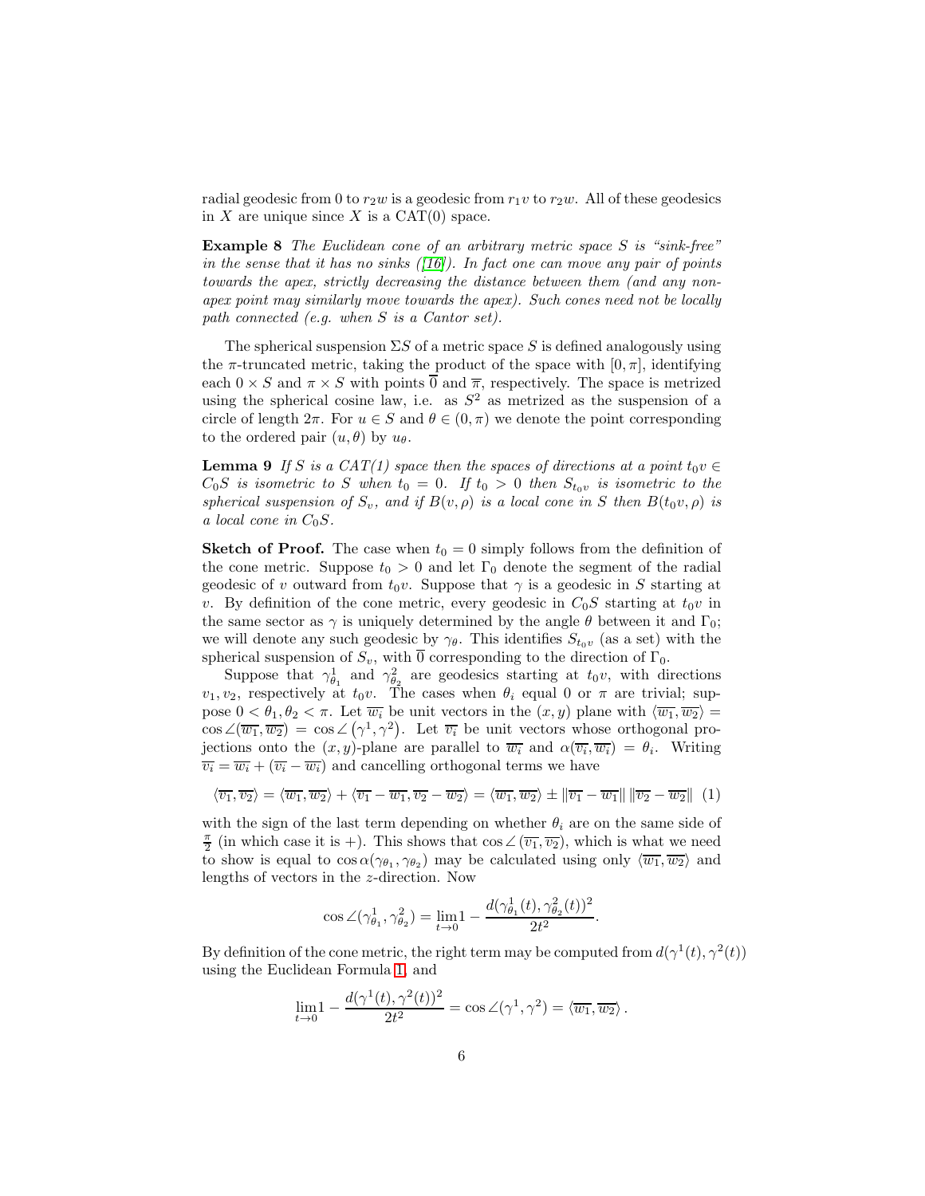radial geodesic from 0 to $r_2 w$ is a geodesic from $r_1 v$ to $r_2 w$. All of these geodesics in $X$ are unique since $X$ is a CAT(0) space.

**Example 8** *The Euclidean cone of an arbitrary metric space $S$ is "sink-free" in the sense that it has no sinks ([16]). In fact one can move any pair of points towards the apex, strictly decreasing the distance between them (and any non-apex point may similarly move towards the apex). Such cones need not be locally path connected (e.g. when $S$ is a Cantor set).*

The spherical suspension $\Sigma S$ of a metric space $S$ is defined analogously using the $\pi$-truncated metric, taking the product of the space with $[0, \pi]$, identifying each $0 \times S$ and $\pi \times S$ with points $\overline{0}$ and $\overline{\pi}$, respectively. The space is metrized using the spherical cosine law, i.e. as $S^2$ as metrized as the suspension of a circle of length $2\pi$. For $u \in S$ and $\theta \in (0, \pi)$ we denote the point corresponding to the ordered pair $(u, \theta)$ by $u_\theta$.

**Lemma 9** *If $S$ is a CAT(1) space then the spaces of directions at a point $t_0 v \in C_0 S$ is isometric to $S$ when $t_0 = 0$. If $t_0 > 0$ then $S_{t_0 v}$ is isometric to the spherical suspension of $S_v$, and if $B(v, \rho)$ is a local cone in $S$ then $B(t_0 v, \rho)$ is a local cone in $C_0 S$.*

**Sketch of Proof.** The case when $t_0 = 0$ simply follows from the definition of the cone metric. Suppose $t_0 > 0$ and let $\Gamma_0$ denote the segment of the radial geodesic of $v$ outward from $t_0 v$. Suppose that $\gamma$ is a geodesic in $S$ starting at $v$. By definition of the cone metric, every geodesic in $C_0 S$ starting at $t_0 v$ in the same sector as $\gamma$ is uniquely determined by the angle $\theta$ between it and $\Gamma_0$; we will denote any such geodesic by $\gamma_\theta$. This identifies $S_{t_0 v}$ (as a set) with the spherical suspension of $S_v$, with $\overline{0}$ corresponding to the direction of $\Gamma_0$.

Suppose that $\gamma^1_{\theta_1}$ and $\gamma^2_{\theta_2}$ are geodesics starting at $t_0 v$, with directions $v_1, v_2$, respectively at $t_0 v$. The cases when $\theta_i$ equal 0 or $\pi$ are trivial; suppose $0 < \theta_1, \theta_2 < \pi$. Let $\overline{w_i}$ be unit vectors in the $(x, y)$ plane with $\langle \overline{w_1}, \overline{w_2} \rangle = \cos\angle(\overline{w_1}, \overline{w_2}) = \cos\angle\left(\gamma^1, \gamma^2\right)$. Let $\overline{v_i}$ be unit vectors whose orthogonal projections onto the $(x, y)$-plane are parallel to $\overline{w_i}$ and $\alpha(\overline{v_i}, \overline{w_i}) = \theta_i$. Writing $\overline{v_i} = \overline{w_i} + (\overline{v_i} - \overline{w_i})$ and cancelling orthogonal terms we have

$$\langle \overline{v_1}, \overline{v_2} \rangle = \langle \overline{w_1}, \overline{w_2} \rangle + \langle \overline{v_1} - \overline{w_1}, \overline{v_2} - \overline{w_2} \rangle = \langle \overline{w_1}, \overline{w_2} \rangle \pm \|\overline{v_1} - \overline{w_1}\| \, \|\overline{v_2} - \overline{w_2}\| \quad (1)$$

with the sign of the last term depending on whether $\theta_i$ are on the same side of $\frac{\pi}{2}$ (in which case it is +). This shows that $\cos\angle\left(\overline{v_1}, \overline{v_2}\right)$, which is what we need to show is equal to $\cos\alpha(\gamma_{\theta_1}, \gamma_{\theta_2})$ may be calculated using only $\langle \overline{w_1}, \overline{w_2} \rangle$ and lengths of vectors in the $z$-direction. Now

$$\cos\angle(\gamma^1_{\theta_1}, \gamma^2_{\theta_2}) = \lim_{t \to 0} 1 - \frac{d(\gamma^1_{\theta_1}(t), \gamma^2_{\theta_2}(t))^2}{2t^2}.$$

By definition of the cone metric, the right term may be computed from $d(\gamma^1(t), \gamma^2(t))$ using the Euclidean Formula 1, and

$$\lim_{t \to 0} 1 - \frac{d(\gamma^1(t), \gamma^2(t))^2}{2t^2} = \cos\angle(\gamma^1, \gamma^2) = \langle \overline{w_1}, \overline{w_2} \rangle.$$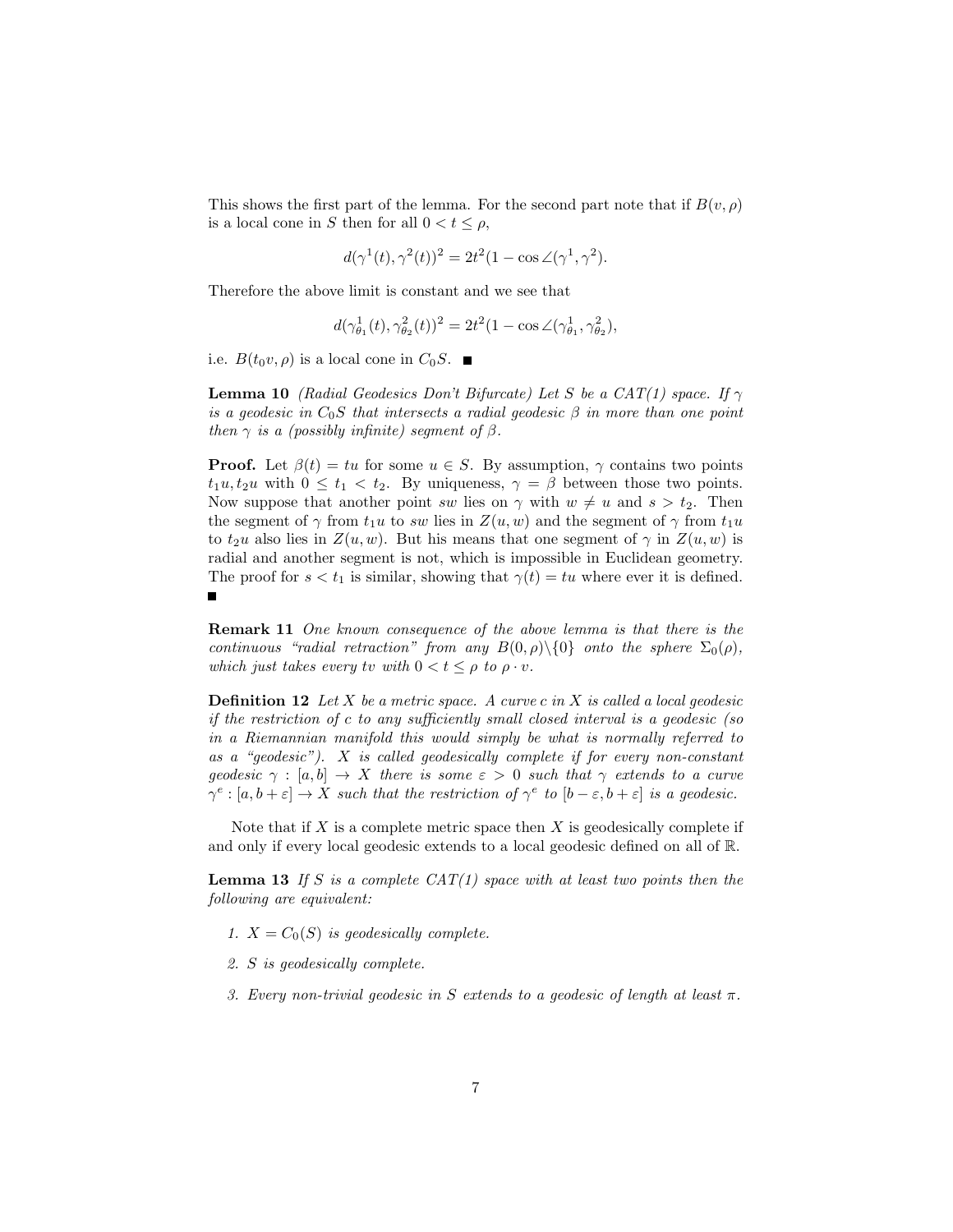This shows the first part of the lemma. For the second part note that if $B(v, \rho)$ is a local cone in $S$ then for all $0 < t \leq \rho$,

$$d(\gamma^1(t), \gamma^2(t))^2 = 2t^2(1 - \cos\angle(\gamma^1, \gamma^2).$$

Therefore the above limit is constant and we see that

$$d(\gamma^1_{\theta_1}(t), \gamma^2_{\theta_2}(t))^2 = 2t^2(1 - \cos\angle(\gamma^1_{\theta_1}, \gamma^2_{\theta_2}),$$

i.e. $B(t_0 v, \rho)$ is a local cone in $C_0 S$. ■

**Lemma 10** *(Radial Geodesics Don't Bifurcate) Let $S$ be a CAT(1) space. If $\gamma$ is a geodesic in $C_0 S$ that intersects a radial geodesic $\beta$ in more than one point then $\gamma$ is a (possibly infinite) segment of $\beta$.*

**Proof.** Let $\beta(t) = tu$ for some $u \in S$. By assumption, $\gamma$ contains two points $t_1 u, t_2 u$ with $0 \leq t_1 < t_2$. By uniqueness, $\gamma = \beta$ between those two points. Now suppose that another point $sw$ lies on $\gamma$ with $w \neq u$ and $s > t_2$. Then the segment of $\gamma$ from $t_1 u$ to $sw$ lies in $Z(u, w)$ and the segment of $\gamma$ from $t_1 u$ to $t_2 u$ also lies in $Z(u, w)$. But his means that one segment of $\gamma$ in $Z(u, w)$ is radial and another segment is not, which is impossible in Euclidean geometry. The proof for $s < t_1$ is similar, showing that $\gamma(t) = tu$ where ever it is defined. ■

**Remark 11** *One known consequence of the above lemma is that there is the continuous "radial retraction" from any $B(0, \rho)\backslash\{0\}$ onto the sphere $\Sigma_0(\rho)$, which just takes every $tv$ with $0 < t \leq \rho$ to $\rho \cdot v$.*

**Definition 12** *Let $X$ be a metric space. A curve $c$ in $X$ is called a local geodesic if the restriction of $c$ to any sufficiently small closed interval is a geodesic (so in a Riemannian manifold this would simply be what is normally referred to as a "geodesic"). $X$ is called geodesically complete if for every non-constant geodesic $\gamma : [a, b] \rightarrow X$ there is some $\varepsilon > 0$ such that $\gamma$ extends to a curve $\gamma^e : [a, b + \varepsilon] \rightarrow X$ such that the restriction of $\gamma^e$ to $[b - \varepsilon, b + \varepsilon]$ is a geodesic.*

Note that if $X$ is a complete metric space then $X$ is geodesically complete if and only if every local geodesic extends to a local geodesic defined on all of $\mathbb{R}$.

**Lemma 13** *If $S$ is a complete CAT(1) space with at least two points then the following are equivalent:*

1. *$X = C_0(S)$ is geodesically complete.*
2. *$S$ is geodesically complete.*
3. *Every non-trivial geodesic in $S$ extends to a geodesic of length at least $\pi$.*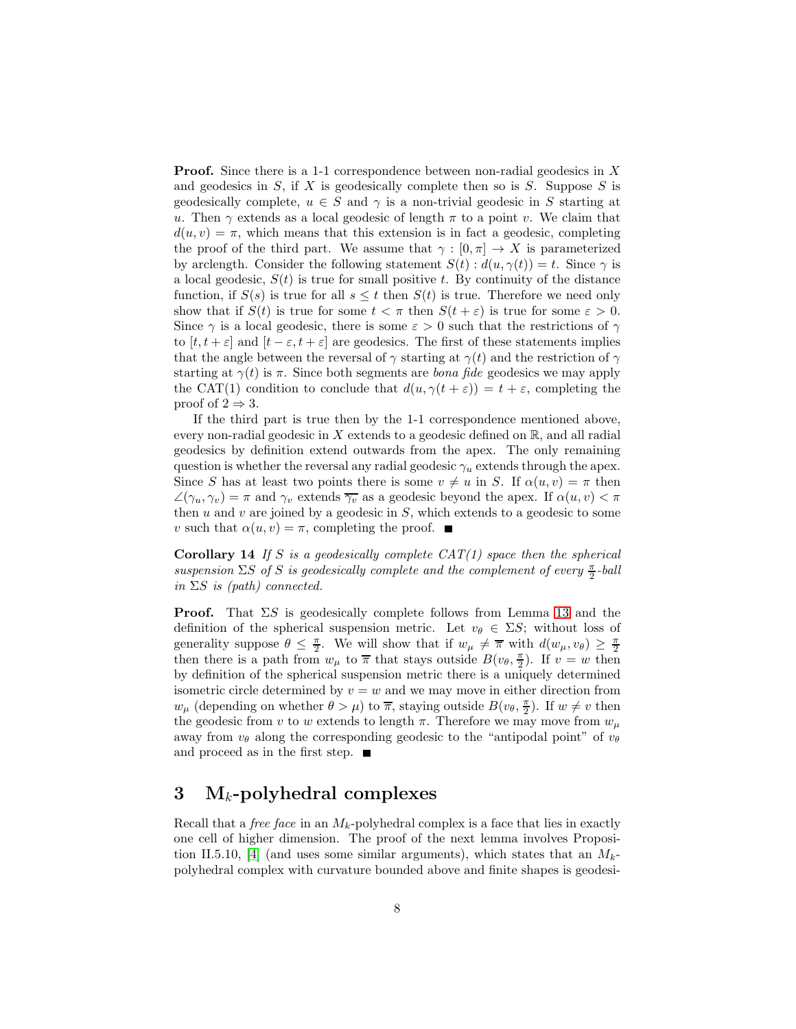**Proof.** Since there is a 1-1 correspondence between non-radial geodesics in $X$ and geodesics in $S$, if $X$ is geodesically complete then so is $S$. Suppose $S$ is geodesically complete, $u \in S$ and $\gamma$ is a non-trivial geodesic in $S$ starting at $u$. Then $\gamma$ extends as a local geodesic of length $\pi$ to a point $v$. We claim that $d(u, v) = \pi$, which means that this extension is in fact a geodesic, completing the proof of the third part. We assume that $\gamma : [0, \pi] \to X$ is parameterized by arclength. Consider the following statement $S(t) : d(u, \gamma(t)) = t$. Since $\gamma$ is a local geodesic, $S(t)$ is true for small positive $t$. By continuity of the distance function, if $S(s)$ is true for all $s \leq t$ then $S(t)$ is true. Therefore we need only show that if $S(t)$ is true for some $t < \pi$ then $S(t + \varepsilon)$ is true for some $\varepsilon > 0$. Since $\gamma$ is a local geodesic, there is some $\varepsilon > 0$ such that the restrictions of $\gamma$ to $[t, t + \varepsilon]$ and $[t - \varepsilon, t + \varepsilon]$ are geodesics. The first of these statements implies that the angle between the reversal of $\gamma$ starting at $\gamma(t)$ and the restriction of $\gamma$ starting at $\gamma(t)$ is $\pi$. Since both segments are *bona fide* geodesics we may apply the CAT(1) condition to conclude that $d(u, \gamma(t + \varepsilon)) = t + \varepsilon$, completing the proof of $2 \Rightarrow 3$.

If the third part is true then by the 1-1 correspondence mentioned above, every non-radial geodesic in $X$ extends to a geodesic defined on $\mathbb{R}$, and all radial geodesics by definition extend outwards from the apex. The only remaining question is whether the reversal any radial geodesic $\gamma_u$ extends through the apex. Since $S$ has at least two points there is some $v \neq u$ in $S$. If $\alpha(u, v) = \pi$ then $\angle(\gamma_u, \gamma_v) = \pi$ and $\gamma_v$ extends $\overline{\gamma_v}$ as a geodesic beyond the apex. If $\alpha(u, v) < \pi$ then $u$ and $v$ are joined by a geodesic in $S$, which extends to a geodesic to some $v$ such that $\alpha(u, v) = \pi$, completing the proof. ■

**Corollary 14** *If $S$ is a geodesically complete CAT(1) space then the spherical suspension $\Sigma S$ of $S$ is geodesically complete and the complement of every $\frac{\pi}{2}$-ball in $\Sigma S$ is (path) connected.*

**Proof.** That $\Sigma S$ is geodesically complete follows from Lemma 13 and the definition of the spherical suspension metric. Let $v_\theta \in \Sigma S$; without loss of generality suppose $\theta \leq \frac{\pi}{2}$. We will show that if $w_\mu \neq \overline{\pi}$ with $d(w_\mu, v_\theta) \geq \frac{\pi}{2}$ then there is a path from $w_\mu$ to $\overline{\pi}$ that stays outside $B(v_\theta, \frac{\pi}{2})$. If $v = w$ then by definition of the spherical suspension metric there is a uniquely determined isometric circle determined by $v = w$ and we may move in either direction from $w_\mu$ (depending on whether $\theta > \mu$) to $\overline{\pi}$, staying outside $B(v_\theta, \frac{\pi}{2})$. If $w \neq v$ then the geodesic from $v$ to $w$ extends to length $\pi$. Therefore we may move from $w_\mu$ away from $v_\theta$ along the corresponding geodesic to the "antipodal point" of $v_\theta$ and proceed as in the first step. ■

## 3 M$_k$-polyhedral complexes

Recall that a *free face* in an $M_k$-polyhedral complex is a face that lies in exactly one cell of higher dimension. The proof of the next lemma involves Proposition II.5.10, [4] (and uses some similar arguments), which states that an $M_k$-polyhedral complex with curvature bounded above and finite shapes is geodesi-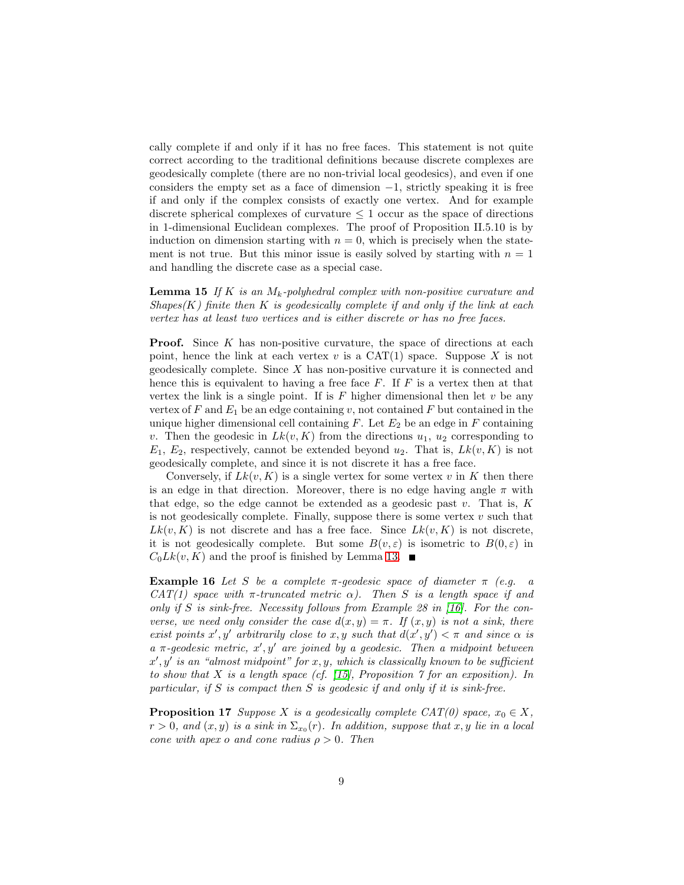cally complete if and only if it has no free faces. This statement is not quite correct according to the traditional definitions because discrete complexes are geodesically complete (there are no non-trivial local geodesics), and even if one considers the empty set as a face of dimension $-1$, strictly speaking it is free if and only if the complex consists of exactly one vertex. And for example discrete spherical complexes of curvature $\leq 1$ occur as the space of directions in 1-dimensional Euclidean complexes. The proof of Proposition II.5.10 is by induction on dimension starting with $n = 0$, which is precisely when the statement is not true. But this minor issue is easily solved by starting with $n = 1$ and handling the discrete case as a special case.

**Lemma 15** *If $K$ is an $M_k$-polyhedral complex with non-positive curvature and Shapes(K) finite then $K$ is geodesically complete if and only if the link at each vertex has at least two vertices and is either discrete or has no free faces.*

**Proof.** Since $K$ has non-positive curvature, the space of directions at each point, hence the link at each vertex $v$ is a CAT(1) space. Suppose $X$ is not geodesically complete. Since $X$ has non-positive curvature it is connected and hence this is equivalent to having a free face $F$. If $F$ is a vertex then at that vertex the link is a single point. If is $F$ higher dimensional then let $v$ be any vertex of $F$ and $E_1$ be an edge containing $v$, not contained $F$ but contained in the unique higher dimensional cell containing $F$. Let $E_2$ be an edge in $F$ containing $v$. Then the geodesic in $Lk(v, K)$ from the directions $u_1$, $u_2$ corresponding to $E_1$, $E_2$, respectively, cannot be extended beyond $u_2$. That is, $Lk(v, K)$ is not geodesically complete, and since it is not discrete it has a free face.

Conversely, if $Lk(v, K)$ is a single vertex for some vertex $v$ in $K$ then there is an edge in that direction. Moreover, there is no edge having angle $\pi$ with that edge, so the edge cannot be extended as a geodesic past $v$. That is, $K$ is not geodesically complete. Finally, suppose there is some vertex $v$ such that $Lk(v, K)$ is not discrete and has a free face. Since $Lk(v, K)$ is not discrete, it is not geodesically complete. But some $B(v, \varepsilon)$ is isometric to $B(0, \varepsilon)$ in $C_0Lk(v, K)$ and the proof is finished by Lemma 13. ■

**Example 16** *Let $S$ be a complete $\pi$-geodesic space of diameter $\pi$ (e.g. a CAT(1) space with $\pi$-truncated metric $\alpha$). Then $S$ is a length space if and only if $S$ is sink-free. Necessity follows from Example 28 in [16]. For the converse, we need only consider the case $d(x, y) = \pi$. If $(x, y)$ is not a sink, there exist points $x', y'$ arbitrarily close to $x, y$ such that $d(x', y') < \pi$ and since $\alpha$ is a $\pi$-geodesic metric, $x', y'$ are joined by a geodesic. Then a midpoint between $x', y'$ is an "almost midpoint" for $x, y$, which is classically known to be sufficient to show that $X$ is a length space (cf. [15], Proposition 7 for an exposition). In particular, if $S$ is compact then $S$ is geodesic if and only if it is sink-free.*

**Proposition 17** *Suppose $X$ is a geodesically complete CAT(0) space, $x_0 \in X$, $r > 0$, and $(x, y)$ is a sink in $\Sigma_{x_0}(r)$. In addition, suppose that $x, y$ lie in a local cone with apex $o$ and cone radius $\rho > 0$. Then*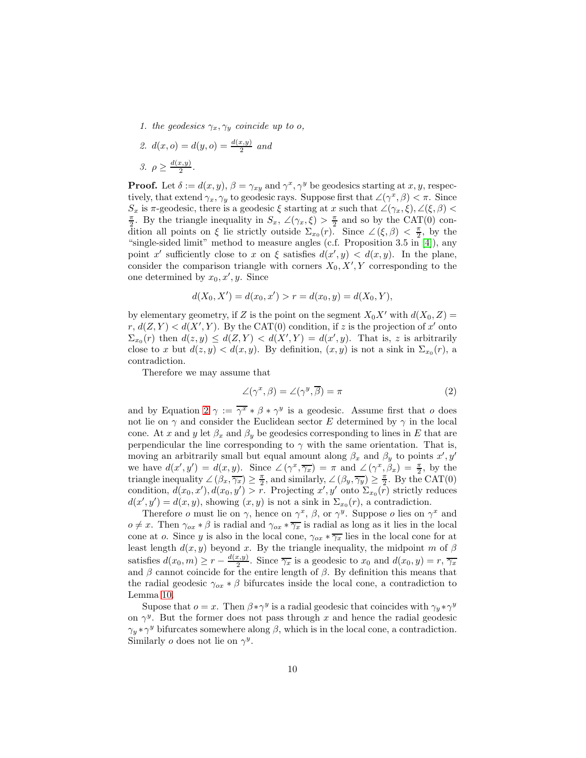1. *the geodesics $\gamma_x, \gamma_y$ coincide up to $o$,*
2. *$d(x,o) = d(y,o) = \frac{d(x,y)}{2}$ and*
3. *$\rho \geq \frac{d(x,y)}{2}$.*

**Proof.** Let $\delta := d(x,y)$, $\beta = \gamma_{xy}$ and $\gamma^x, \gamma^y$ be geodesics starting at $x, y$, respectively, that extend $\gamma_x, \gamma_y$ to geodesic rays. Suppose first that $\angle(\gamma^x, \beta) < \pi$. Since $S_x$ is $\pi$-geodesic, there is a geodesic $\xi$ starting at $x$ such that $\angle(\gamma_x, \xi), \angle(\xi, \beta) < \frac{\pi}{2}$. By the triangle inequality in $S_x$, $\angle(\gamma_x, \xi) > \frac{\pi}{2}$ and so by the CAT(0) condition all points on $\xi$ lie strictly outside $\Sigma_{x_0}(r)$. Since $\angle(\xi, \beta) < \frac{\pi}{2}$, by the "single-sided limit" method to measure angles (c.f. Proposition 3.5 in [4]), any point $x'$ sufficiently close to $x$ on $\xi$ satisfies $d(x', y) < d(x, y)$. In the plane, consider the comparison triangle with corners $X_0, X', Y$ corresponding to the one determined by $x_0, x', y$. Since

$$d(X_0, X') = d(x_0, x') > r = d(x_0, y) = d(X_0, Y),$$

by elementary geometry, if $Z$ is the point on the segment $X_0X'$ with $d(X_0, Z) = r$, $d(Z, Y) < d(X', Y)$. By the CAT(0) condition, if $z$ is the projection of $x'$ onto $\Sigma_{x_0}(r)$ then $d(z, y) \leq d(Z, Y) < d(X', Y) = d(x', y)$. That is, $z$ is arbitrarily close to $x$ but $d(z, y) < d(x, y)$. By definition, $(x, y)$ is not a sink in $\Sigma_{x_0}(r)$, a contradiction.

Therefore we may assume that

$$\angle(\gamma^x, \beta) = \angle(\gamma^y, \overline{\beta}) = \pi \tag{2}$$

and by Equation 2 $\gamma := \overline{\gamma^x} * \beta * \gamma^y$ is a geodesic. Assume first that $o$ does not lie on $\gamma$ and consider the Euclidean sector $E$ determined by $\gamma$ in the local cone. At $x$ and $y$ let $\beta_x$ and $\beta_y$ be geodesics corresponding to lines in $E$ that are perpendicular the line corresponding to $\gamma$ with the same orientation. That is, moving an arbitrarily small but equal amount along $\beta_x$ and $\beta_y$ to points $x', y'$ we have $d(x', y') = d(x, y)$. Since $\angle(\gamma^x, \overline{\gamma_x}) = \pi$ and $\angle(\gamma^x, \beta_x) = \frac{\pi}{2}$, by the triangle inequality $\angle(\beta_x, \overline{\gamma_x}) \geq \frac{\pi}{2}$, and similarly, $\angle(\beta_y, \overline{\gamma_y}) \geq \frac{\pi}{2}$. By the CAT(0) condition, $d(x_0, x'), d(x_0, y') > r$. Projecting $x', y'$ onto $\Sigma_{x_0}(r)$ strictly reduces $d(x', y') = d(x, y)$, showing $(x, y)$ is not a sink in $\Sigma_{x_0}(r)$, a contradiction.

Therefore $o$ must lie on $\gamma$, hence on $\gamma^x$, $\beta$, or $\gamma^y$. Suppose $o$ lies on $\gamma^x$ and $o \neq x$. Then $\gamma_{ox} * \beta$ is radial and $\gamma_{ox} * \overline{\gamma_x}$ is radial as long as it lies in the local cone at $o$. Since $y$ is also in the local cone, $\gamma_{ox} * \overline{\gamma_x}$ lies in the local cone for at least length $d(x, y)$ beyond $x$. By the triangle inequality, the midpoint $m$ of $\beta$ satisfies $d(x_0, m) \geq r - \frac{d(x,y)}{2}$. Since $\overline{\gamma_x}$ is a geodesic to $x_0$ and $d(x_0, y) = r$, $\overline{\gamma_x}$ and $\beta$ cannot coincide for the entire length of $\beta$. By definition this means that the radial geodesic $\gamma_{ox} * \beta$ bifurcates inside the local cone, a contradiction to Lemma 10.

Supose that $o = x$. Then $\beta * \gamma^y$ is a radial geodesic that coincides with $\gamma_y * \gamma^y$ on $\gamma^y$. But the former does not pass through $x$ and hence the radial geodesic $\gamma_y * \gamma^y$ bifurcates somewhere along $\beta$, which is in the local cone, a contradiction. Similarly $o$ does not lie on $\gamma^y$.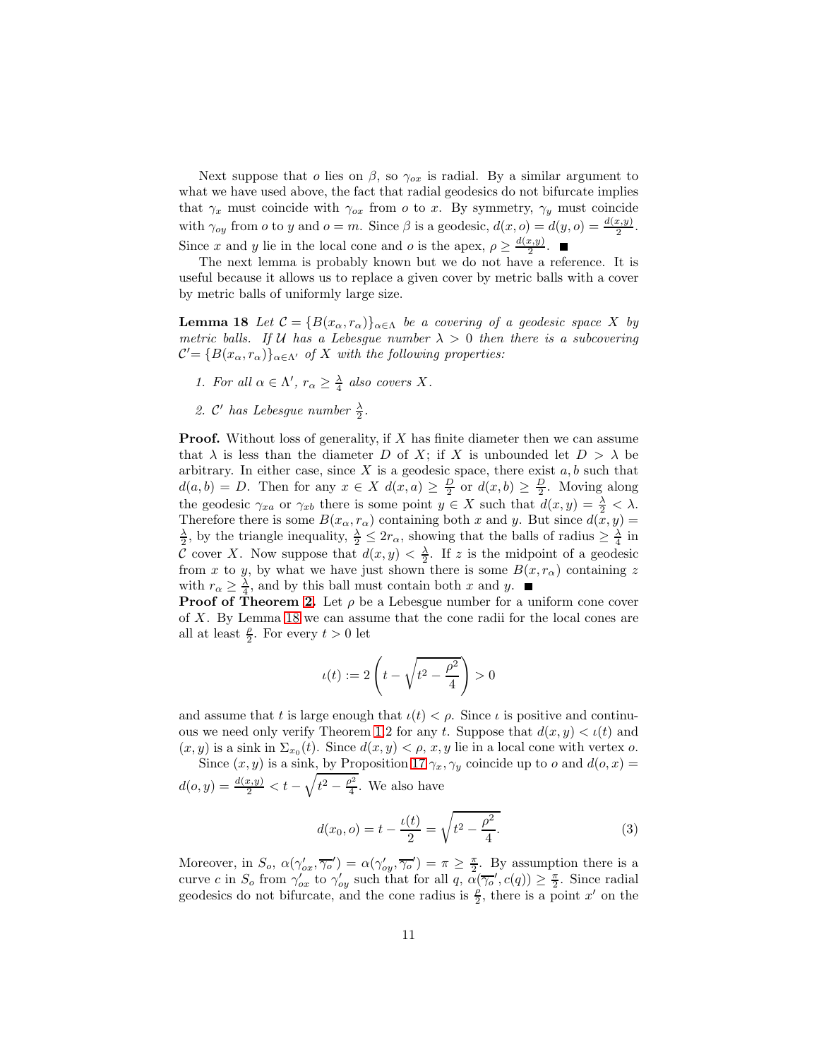Next suppose that $o$ lies on $\beta$, so $\gamma_{ox}$ is radial. By a similar argument to what we have used above, the fact that radial geodesics do not bifurcate implies that $\gamma_x$ must coincide with $\gamma_{ox}$ from $o$ to $x$. By symmetry, $\gamma_y$ must coincide with $\gamma_{oy}$ from $o$ to $y$ and $o = m$. Since $\beta$ is a geodesic, $d(x,o) = d(y,o) = \frac{d(x,y)}{2}$. Since $x$ and $y$ lie in the local cone and $o$ is the apex, $\rho \geq \frac{d(x,y)}{2}$. ∎

The next lemma is probably known but we do not have a reference. It is useful because it allows us to replace a given cover by metric balls with a cover by metric balls of uniformly large size.

**Lemma 18** *Let $\mathcal{C} = \{B(x_\alpha, r_\alpha)\}_{\alpha\in\Lambda}$ be a covering of a geodesic space $X$ by metric balls. If $\mathcal{U}$ has a Lebesgue number $\lambda > 0$ then there is a subcovering $\mathcal{C}' = \{B(x_\alpha, r_\alpha)\}_{\alpha\in\Lambda'}$ of $X$ with the following properties:*

1. *For all $\alpha \in \Lambda'$, $r_\alpha \geq \frac{\lambda}{4}$ also covers $X$.*
2. *$\mathcal{C}'$ has Lebesgue number $\frac{\lambda}{2}$.*

**Proof.** Without loss of generality, if $X$ has finite diameter then we can assume that $\lambda$ is less than the diameter $D$ of $X$; if $X$ is unbounded let $D > \lambda$ be arbitrary. In either case, since $X$ is a geodesic space, there exist $a, b$ such that $d(a,b) = D$. Then for any $x \in X$ $d(x,a) \geq \frac{D}{2}$ or $d(x,b) \geq \frac{D}{2}$. Moving along the geodesic $\gamma_{xa}$ or $\gamma_{xb}$ there is some point $y \in X$ such that $d(x,y) = \frac{\lambda}{2} < \lambda$. Therefore there is some $B(x_\alpha, r_\alpha)$ containing both $x$ and $y$. But since $d(x,y) = \frac{\lambda}{2}$, by the triangle inequality, $\frac{\lambda}{2} \leq 2r_\alpha$, showing that the balls of radius $\geq \frac{\lambda}{4}$ in $\mathcal{C}$ cover $X$. Now suppose that $d(x,y) < \frac{\lambda}{2}$. If $z$ is the midpoint of a geodesic from $x$ to $y$, by what we have just shown there is some $B(x, r_\alpha)$ containing $z$ with $r_\alpha \geq \frac{\lambda}{4}$, and by this ball must contain both $x$ and $y$. ∎

**Proof of Theorem 2.** Let $\rho$ be a Lebesgue number for a uniform cone cover of $X$. By Lemma 18 we can assume that the cone radii for the local cones are all at least $\frac{\rho}{2}$. For every $t > 0$ let

$$\iota(t) := 2\left(t - \sqrt{t^2 - \frac{\rho^2}{4}}\right) > 0$$

and assume that $t$ is large enough that $\iota(t) < \rho$. Since $\iota$ is positive and continuous we need only verify Theorem 1.2 for any $t$. Suppose that $d(x,y) < \iota(t)$ and $(x,y)$ is a sink in $\Sigma_{x_0}(t)$. Since $d(x,y) < \rho$, $x, y$ lie in a local cone with vertex $o$.

Since $(x,y)$ is a sink, by Proposition 17 $\gamma_x, \gamma_y$ coincide up to $o$ and $d(o,x) = d(o,y) = \frac{d(x,y)}{2} < t - \sqrt{t^2 - \frac{\rho^2}{4}}$. We also have

$$d(x_0, o) = t - \frac{\iota(t)}{2} = \sqrt{t^2 - \frac{\rho^2}{4}}. \tag{3}$$

Moreover, in $S_o$, $\alpha(\gamma_{ox}', \overline{\gamma_o}') = \alpha(\gamma_{oy}', \overline{\gamma_o}') = \pi \geq \frac{\pi}{2}$. By assumption there is a curve $c$ in $S_o$ from $\gamma_{ox}'$ to $\gamma_{oy}'$ such that for all $q$, $\alpha(\overline{\gamma_o}', c(q)) \geq \frac{\pi}{2}$. Since radial geodesics do not bifurcate, and the cone radius is $\frac{\rho}{2}$, there is a point $x'$ on the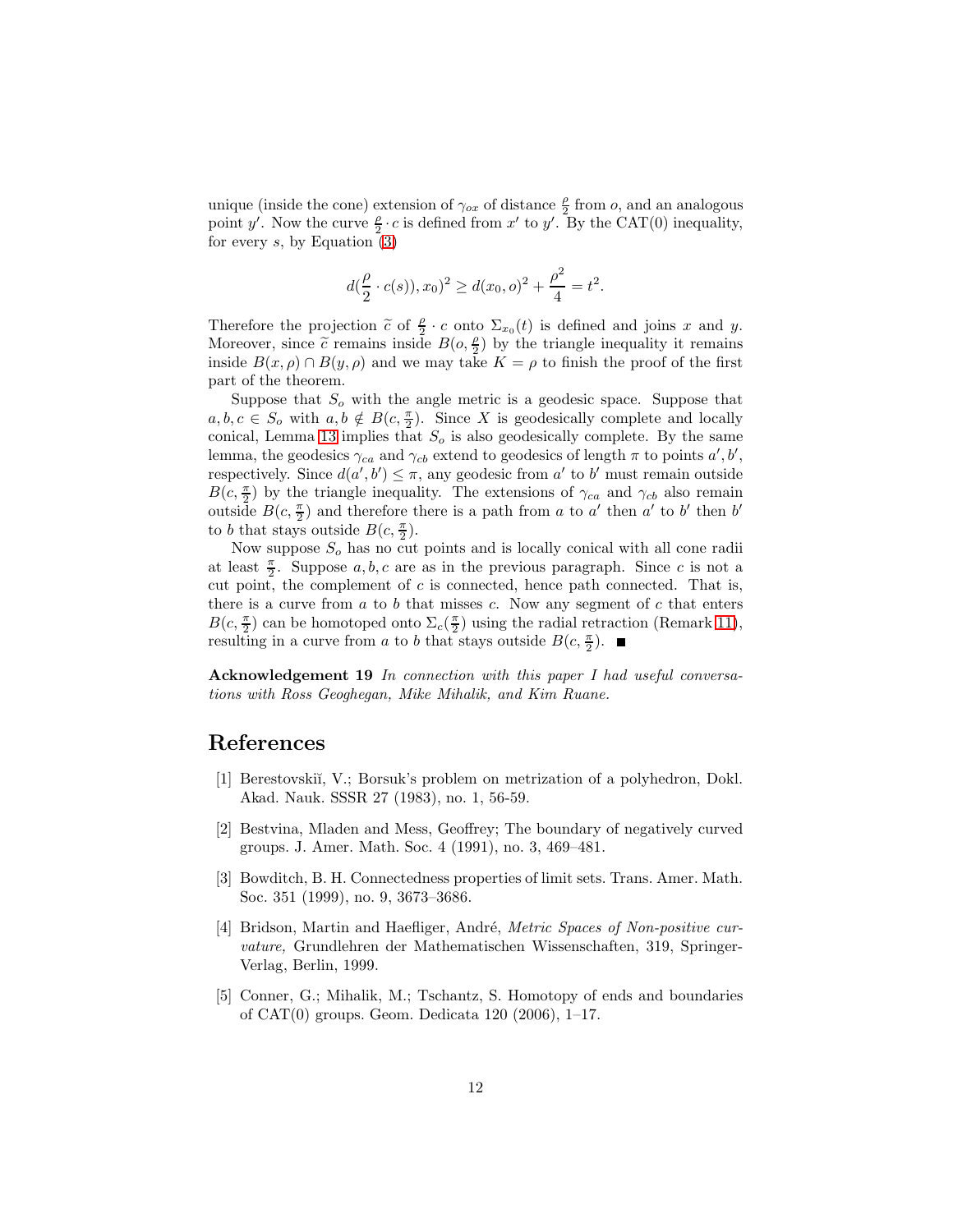unique (inside the cone) extension of $\gamma_{ox}$ of distance $\frac{\rho}{2}$ from $o$, and an analogous point $y'$. Now the curve $\frac{\rho}{2} \cdot c$ is defined from $x'$ to $y'$. By the CAT(0) inequality, for every $s$, by Equation (3)

$$d(\frac{\rho}{2} \cdot c(s)), x_0)^2 \geq d(x_0, o)^2 + \frac{\rho^2}{4} = t^2.$$

Therefore the projection $\widetilde{c}$ of $\frac{\rho}{2} \cdot c$ onto $\Sigma_{x_0}(t)$ is defined and joins $x$ and $y$. Moreover, since $\widetilde{c}$ remains inside $B(o, \frac{\rho}{2})$ by the triangle inequality it remains inside $B(x, \rho) \cap B(y, \rho)$ and we may take $K = \rho$ to finish the proof of the first part of the theorem.

Suppose that $S_o$ with the angle metric is a geodesic space. Suppose that $a, b, c \in S_o$ with $a, b \notin B(c, \frac{\pi}{2})$. Since $X$ is geodesically complete and locally conical, Lemma 13 implies that $S_o$ is also geodesically complete. By the same lemma, the geodesics $\gamma_{ca}$ and $\gamma_{cb}$ extend to geodesics of length $\pi$ to points $a', b'$, respectively. Since $d(a', b') \leq \pi$, any geodesic from $a'$ to $b'$ must remain outside $B(c, \frac{\pi}{2})$ by the triangle inequality. The extensions of $\gamma_{ca}$ and $\gamma_{cb}$ also remain outside $B(c, \frac{\pi}{2})$ and therefore there is a path from $a$ to $a'$ then $a'$ to $b'$ then $b'$ to $b$ that stays outside $B(c, \frac{\pi}{2})$.

Now suppose $S_o$ has no cut points and is locally conical with all cone radii at least $\frac{\pi}{2}$. Suppose $a, b, c$ are as in the previous paragraph. Since $c$ is not a cut point, the complement of $c$ is connected, hence path connected. That is, there is a curve from $a$ to $b$ that misses $c$. Now any segment of $c$ that enters $B(c, \frac{\pi}{2})$ can be homotoped onto $\Sigma_c(\frac{\pi}{2})$ using the radial retraction (Remark 11), resulting in a curve from $a$ to $b$ that stays outside $B(c, \frac{\pi}{2})$. ■

**Acknowledgement 19** *In connection with this paper I had useful conversations with Ross Geoghegan, Mike Mihalik, and Kim Ruane.*

## References

[1] Berestovskiĭ, V.; Borsuk's problem on metrization of a polyhedron, Dokl. Akad. Nauk. SSSR 27 (1983), no. 1, 56-59.

[2] Bestvina, Mladen and Mess, Geoffrey; The boundary of negatively curved groups. J. Amer. Math. Soc. 4 (1991), no. 3, 469–481.

[3] Bowditch, B. H. Connectedness properties of limit sets. Trans. Amer. Math. Soc. 351 (1999), no. 9, 3673–3686.

[4] Bridson, Martin and Haefliger, André, *Metric Spaces of Non-positive curvature,* Grundlehren der Mathematischen Wissenschaften, 319, Springer-Verlag, Berlin, 1999.

[5] Conner, G.; Mihalik, M.; Tschantz, S. Homotopy of ends and boundaries of CAT(0) groups. Geom. Dedicata 120 (2006), 1–17.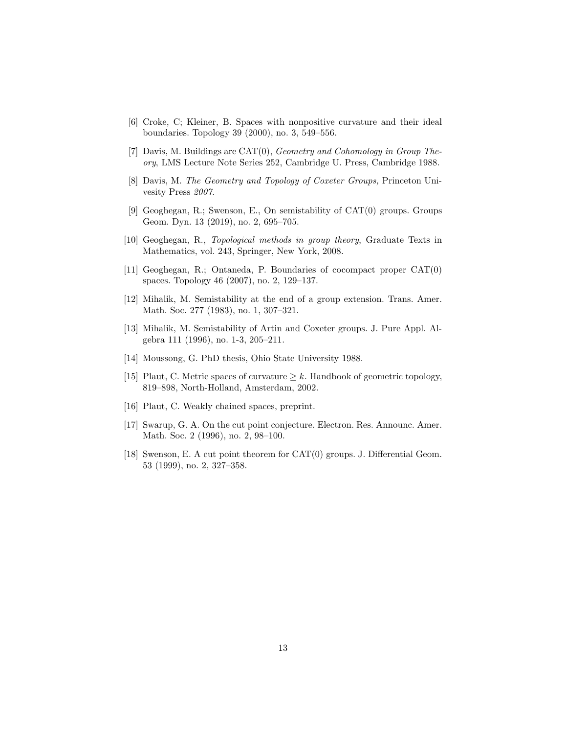[6] Croke, C; Kleiner, B. Spaces with nonpositive curvature and their ideal boundaries. Topology 39 (2000), no. 3, 549–556.

[7] Davis, M. Buildings are CAT(0), *Geometry and Cohomology in Group Theory*, LMS Lecture Note Series 252, Cambridge U. Press, Cambridge 1988.

[8] Davis, M. *The Geometry and Topology of Coxeter Groups,* Princeton Univesity Press *2007.*

[9] Geoghegan, R.; Swenson, E., On semistability of CAT(0) groups. Groups Geom. Dyn. 13 (2019), no. 2, 695–705.

[10] Geoghegan, R., *Topological methods in group theory*, Graduate Texts in Mathematics, vol. 243, Springer, New York, 2008.

[11] Geoghegan, R.; Ontaneda, P. Boundaries of cocompact proper CAT(0) spaces. Topology 46 (2007), no. 2, 129–137.

[12] Mihalik, M. Semistability at the end of a group extension. Trans. Amer. Math. Soc. 277 (1983), no. 1, 307–321.

[13] Mihalik, M. Semistability of Artin and Coxeter groups. J. Pure Appl. Algebra 111 (1996), no. 1-3, 205–211.

[14] Moussong, G. PhD thesis, Ohio State University 1988.

[15] Plaut, C. Metric spaces of curvature $\geq k$. Handbook of geometric topology, 819–898, North-Holland, Amsterdam, 2002.

[16] Plaut, C. Weakly chained spaces, preprint.

[17] Swarup, G. A. On the cut point conjecture. Electron. Res. Announc. Amer. Math. Soc. 2 (1996), no. 2, 98–100.

[18] Swenson, E. A cut point theorem for CAT(0) groups. J. Differential Geom. 53 (1999), no. 2, 327–358.